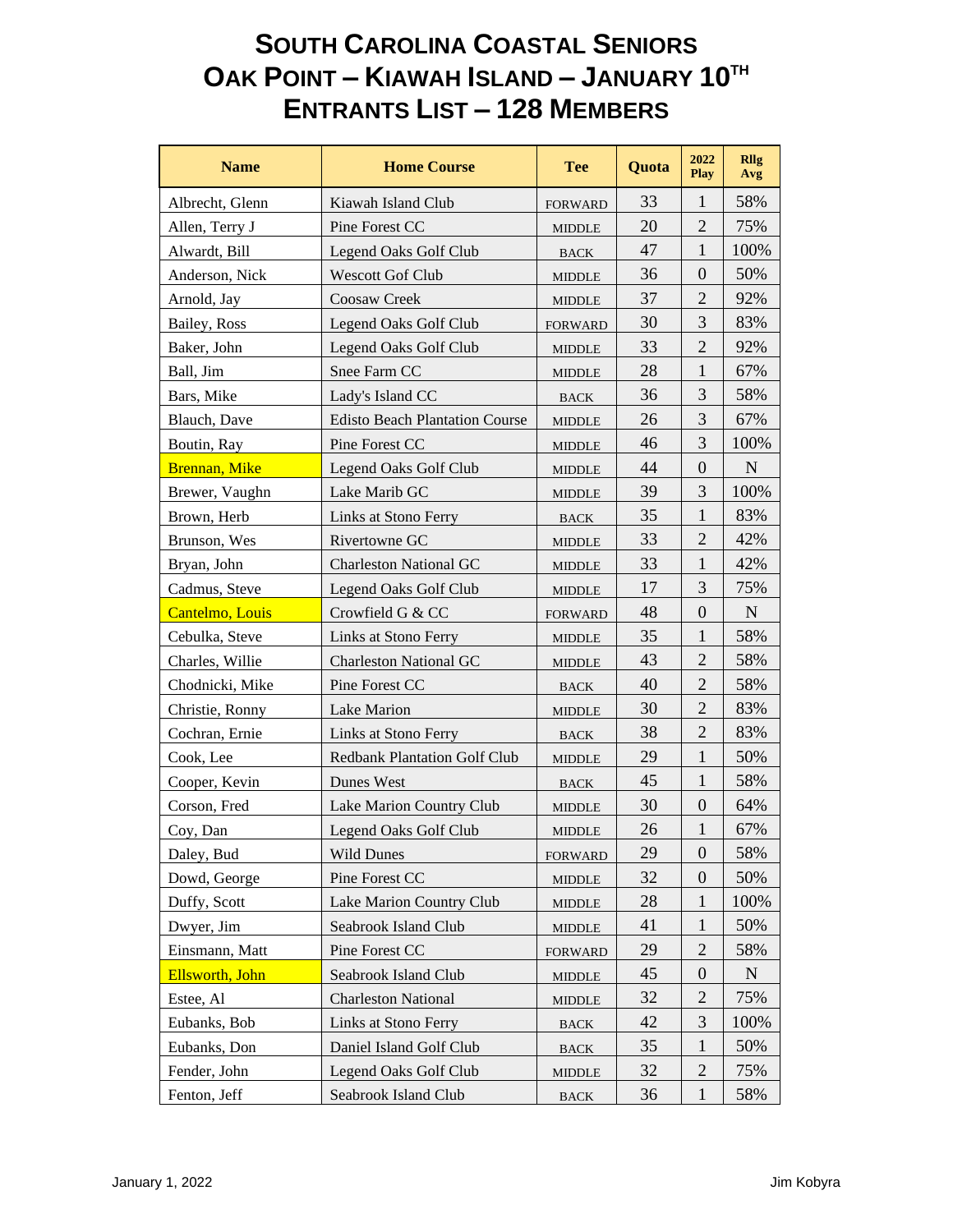# SOUTH CAROLINA COASTAL SENIORS
# OAK POINT – KIAWAH ISLAND – JANUARY 10TH
# ENTRANTS LIST – 128 MEMBERS

| Name | Home Course | Tee | Quota | 2022 Play | Rllg Avg |
|---|---|---|---|---|---|
| Albrecht, Glenn | Kiawah Island Club | FORWARD | 33 | 1 | 58% |
| Allen, Terry J | Pine Forest CC | MIDDLE | 20 | 2 | 75% |
| Alwardt, Bill | Legend Oaks Golf Club | BACK | 47 | 1 | 100% |
| Anderson, Nick | Wescott Gof Club | MIDDLE | 36 | 0 | 50% |
| Arnold, Jay | Coosaw Creek | MIDDLE | 37 | 2 | 92% |
| Bailey, Ross | Legend Oaks Golf Club | FORWARD | 30 | 3 | 83% |
| Baker, John | Legend Oaks Golf Club | MIDDLE | 33 | 2 | 92% |
| Ball, Jim | Snee Farm CC | MIDDLE | 28 | 1 | 67% |
| Bars, Mike | Lady's Island CC | BACK | 36 | 3 | 58% |
| Blauch, Dave | Edisto Beach Plantation Course | MIDDLE | 26 | 3 | 67% |
| Boutin, Ray | Pine Forest CC | MIDDLE | 46 | 3 | 100% |
| Brennan, Mike | Legend Oaks Golf Club | MIDDLE | 44 | 0 | N |
| Brewer, Vaughn | Lake Marib GC | MIDDLE | 39 | 3 | 100% |
| Brown, Herb | Links at Stono Ferry | BACK | 35 | 1 | 83% |
| Brunson, Wes | Rivertowne GC | MIDDLE | 33 | 2 | 42% |
| Bryan, John | Charleston National GC | MIDDLE | 33 | 1 | 42% |
| Cadmus, Steve | Legend Oaks Golf Club | MIDDLE | 17 | 3 | 75% |
| Cantelmo, Louis | Crowfield G & CC | FORWARD | 48 | 0 | N |
| Cebulka, Steve | Links at Stono Ferry | MIDDLE | 35 | 1 | 58% |
| Charles, Willie | Charleston National GC | MIDDLE | 43 | 2 | 58% |
| Chodnicki, Mike | Pine Forest CC | BACK | 40 | 2 | 58% |
| Christie, Ronny | Lake Marion | MIDDLE | 30 | 2 | 83% |
| Cochran, Ernie | Links at Stono Ferry | BACK | 38 | 2 | 83% |
| Cook, Lee | Redbank Plantation Golf Club | MIDDLE | 29 | 1 | 50% |
| Cooper, Kevin | Dunes West | BACK | 45 | 1 | 58% |
| Corson, Fred | Lake Marion Country Club | MIDDLE | 30 | 0 | 64% |
| Coy, Dan | Legend Oaks Golf Club | MIDDLE | 26 | 1 | 67% |
| Daley, Bud | Wild Dunes | FORWARD | 29 | 0 | 58% |
| Dowd, George | Pine Forest CC | MIDDLE | 32 | 0 | 50% |
| Duffy, Scott | Lake Marion Country Club | MIDDLE | 28 | 1 | 100% |
| Dwyer, Jim | Seabrook Island Club | MIDDLE | 41 | 1 | 50% |
| Einsmann, Matt | Pine Forest CC | FORWARD | 29 | 2 | 58% |
| Ellsworth, John | Seabrook Island Club | MIDDLE | 45 | 0 | N |
| Estee, Al | Charleston National | MIDDLE | 32 | 2 | 75% |
| Eubanks, Bob | Links at Stono Ferry | BACK | 42 | 3 | 100% |
| Eubanks, Don | Daniel Island Golf Club | BACK | 35 | 1 | 50% |
| Fender, John | Legend Oaks Golf Club | MIDDLE | 32 | 2 | 75% |
| Fenton, Jeff | Seabrook Island Club | BACK | 36 | 1 | 58% |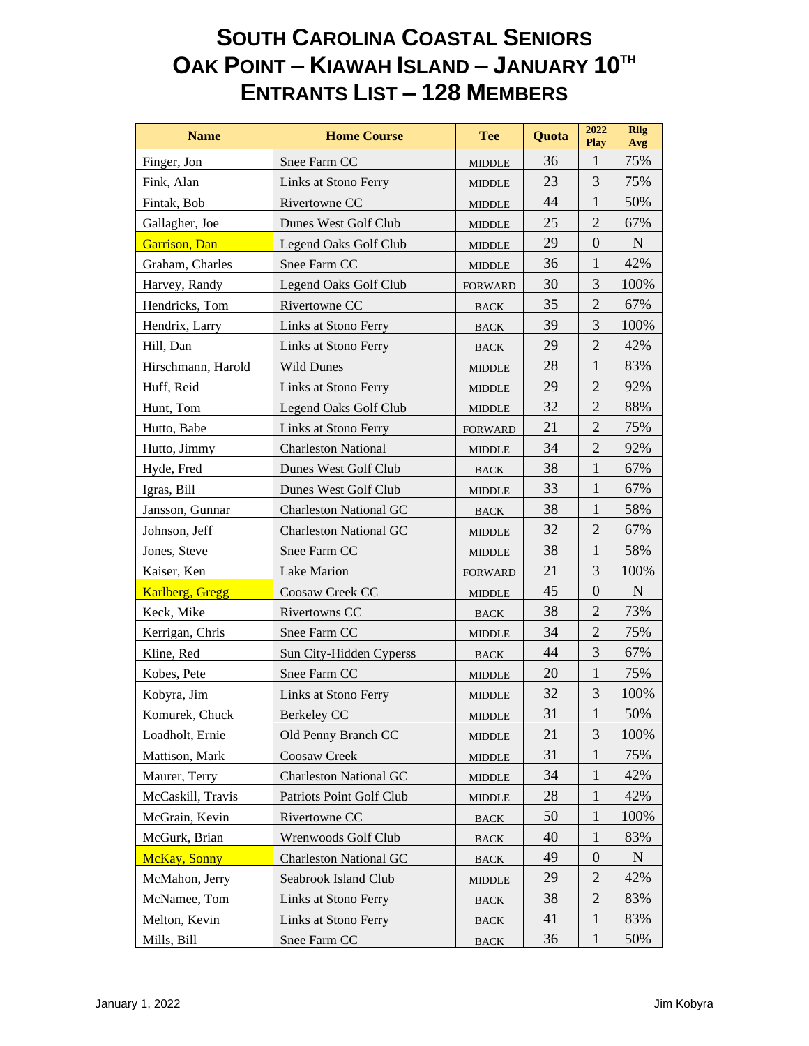# SOUTH CAROLINA COASTAL SENIORS
# OAK POINT – KIAWAH ISLAND – JANUARY 10TH
# ENTRANTS LIST – 128 MEMBERS

| Name | Home Course | Tee | Quota | 2022 Play | Rllg Avg |
|---|---|---|---|---|---|
| Finger, Jon | Snee Farm CC | MIDDLE | 36 | 1 | 75% |
| Fink, Alan | Links at Stono Ferry | MIDDLE | 23 | 3 | 75% |
| Fintak, Bob | Rivertowne CC | MIDDLE | 44 | 1 | 50% |
| Gallagher, Joe | Dunes West Golf Club | MIDDLE | 25 | 2 | 67% |
| Garrison, Dan | Legend Oaks Golf Club | MIDDLE | 29 | 0 | N |
| Graham, Charles | Snee Farm CC | MIDDLE | 36 | 1 | 42% |
| Harvey, Randy | Legend Oaks Golf Club | FORWARD | 30 | 3 | 100% |
| Hendricks, Tom | Rivertowne CC | BACK | 35 | 2 | 67% |
| Hendrix, Larry | Links at Stono Ferry | BACK | 39 | 3 | 100% |
| Hill, Dan | Links at Stono Ferry | BACK | 29 | 2 | 42% |
| Hirschmann, Harold | Wild Dunes | MIDDLE | 28 | 1 | 83% |
| Huff, Reid | Links at Stono Ferry | MIDDLE | 29 | 2 | 92% |
| Hunt, Tom | Legend Oaks Golf Club | MIDDLE | 32 | 2 | 88% |
| Hutto, Babe | Links at Stono Ferry | FORWARD | 21 | 2 | 75% |
| Hutto, Jimmy | Charleston National | MIDDLE | 34 | 2 | 92% |
| Hyde, Fred | Dunes West Golf Club | BACK | 38 | 1 | 67% |
| Igras, Bill | Dunes West Golf Club | MIDDLE | 33 | 1 | 67% |
| Jansson, Gunnar | Charleston National GC | BACK | 38 | 1 | 58% |
| Johnson, Jeff | Charleston National GC | MIDDLE | 32 | 2 | 67% |
| Jones, Steve | Snee Farm CC | MIDDLE | 38 | 1 | 58% |
| Kaiser, Ken | Lake Marion | FORWARD | 21 | 3 | 100% |
| Karlberg, Gregg | Coosaw Creek CC | MIDDLE | 45 | 0 | N |
| Keck, Mike | Rivertowns CC | BACK | 38 | 2 | 73% |
| Kerrigan, Chris | Snee Farm CC | MIDDLE | 34 | 2 | 75% |
| Kline, Red | Sun City-Hidden Cyperss | BACK | 44 | 3 | 67% |
| Kobes, Pete | Snee Farm CC | MIDDLE | 20 | 1 | 75% |
| Kobyra, Jim | Links at Stono Ferry | MIDDLE | 32 | 3 | 100% |
| Komurek, Chuck | Berkeley CC | MIDDLE | 31 | 1 | 50% |
| Loadholt, Ernie | Old Penny Branch CC | MIDDLE | 21 | 3 | 100% |
| Mattison, Mark | Coosaw Creek | MIDDLE | 31 | 1 | 75% |
| Maurer, Terry | Charleston National GC | MIDDLE | 34 | 1 | 42% |
| McCaskill, Travis | Patriots Point Golf Club | MIDDLE | 28 | 1 | 42% |
| McGrain, Kevin | Rivertowne CC | BACK | 50 | 1 | 100% |
| McGurk, Brian | Wrenwoods Golf Club | BACK | 40 | 1 | 83% |
| McKay, Sonny | Charleston National GC | BACK | 49 | 0 | N |
| McMahon, Jerry | Seabrook Island Club | MIDDLE | 29 | 2 | 42% |
| McNamee, Tom | Links at Stono Ferry | BACK | 38 | 2 | 83% |
| Melton, Kevin | Links at Stono Ferry | BACK | 41 | 1 | 83% |
| Mills, Bill | Snee Farm CC | BACK | 36 | 1 | 50% |

January 1, 2022 Jim Kobyra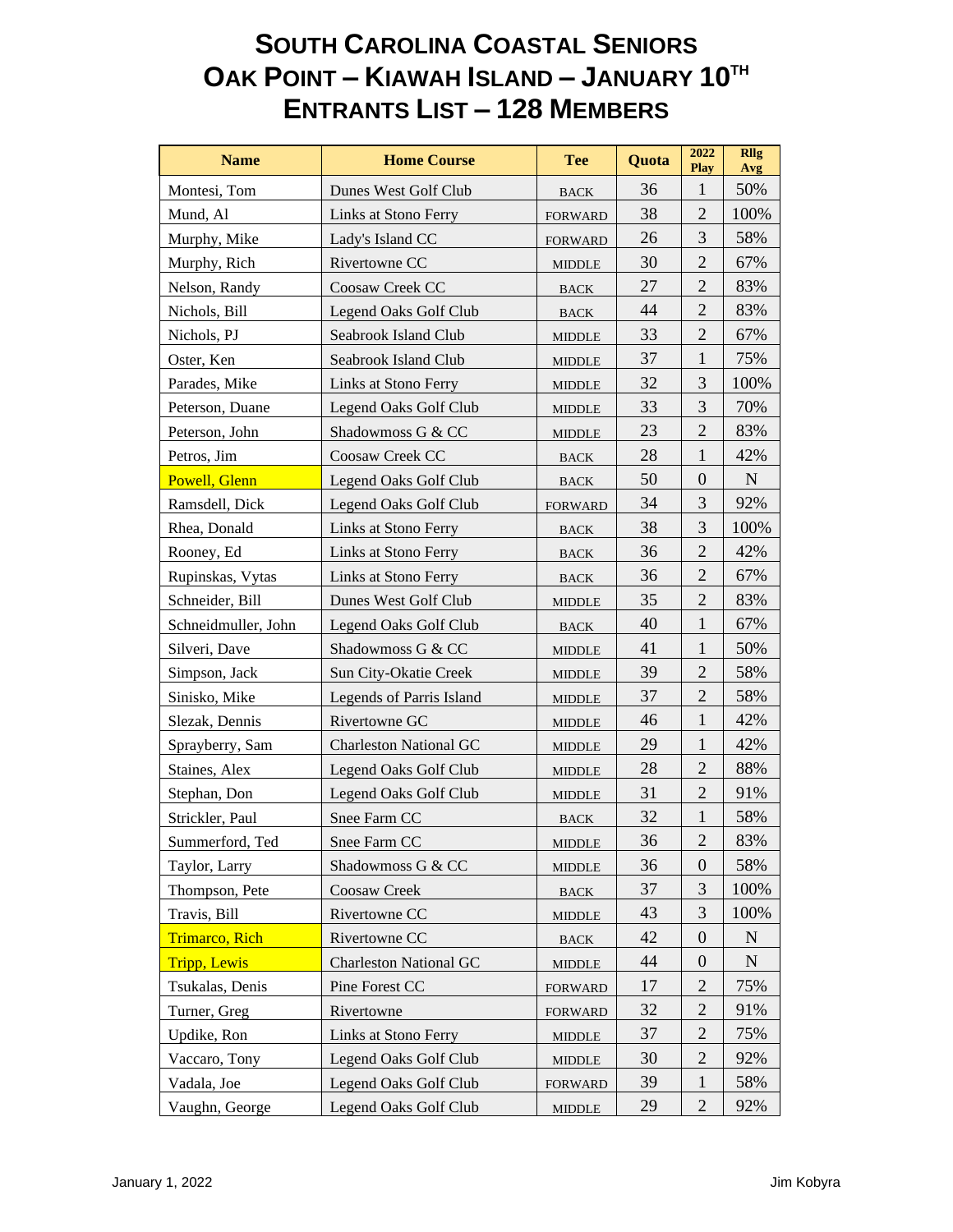# South Carolina Coastal Seniors
# Oak Point – Kiawah Island – January 10th
# Entrants List – 128 Members

| Name | Home Course | Tee | Quota | 2022 Play | Rllg Avg |
|---|---|---|---|---|---|
| Montesi, Tom | Dunes West Golf Club | BACK | 36 | 1 | 50% |
| Mund, Al | Links at Stono Ferry | FORWARD | 38 | 2 | 100% |
| Murphy, Mike | Lady's Island CC | FORWARD | 26 | 3 | 58% |
| Murphy, Rich | Rivertowne CC | MIDDLE | 30 | 2 | 67% |
| Nelson, Randy | Coosaw Creek CC | BACK | 27 | 2 | 83% |
| Nichols, Bill | Legend Oaks Golf Club | BACK | 44 | 2 | 83% |
| Nichols, PJ | Seabrook Island Club | MIDDLE | 33 | 2 | 67% |
| Oster, Ken | Seabrook Island Club | MIDDLE | 37 | 1 | 75% |
| Parades, Mike | Links at Stono Ferry | MIDDLE | 32 | 3 | 100% |
| Peterson, Duane | Legend Oaks Golf Club | MIDDLE | 33 | 3 | 70% |
| Peterson, John | Shadowmoss G & CC | MIDDLE | 23 | 2 | 83% |
| Petros, Jim | Coosaw Creek CC | BACK | 28 | 1 | 42% |
| Powell, Glenn | Legend Oaks Golf Club | BACK | 50 | 0 | N |
| Ramsdell, Dick | Legend Oaks Golf Club | FORWARD | 34 | 3 | 92% |
| Rhea, Donald | Links at Stono Ferry | BACK | 38 | 3 | 100% |
| Rooney, Ed | Links at Stono Ferry | BACK | 36 | 2 | 42% |
| Rupinskas, Vytas | Links at Stono Ferry | BACK | 36 | 2 | 67% |
| Schneider, Bill | Dunes West Golf Club | MIDDLE | 35 | 2 | 83% |
| Schneidmuller, John | Legend Oaks Golf Club | BACK | 40 | 1 | 67% |
| Silveri, Dave | Shadowmoss G & CC | MIDDLE | 41 | 1 | 50% |
| Simpson, Jack | Sun City-Okatie Creek | MIDDLE | 39 | 2 | 58% |
| Sinisko, Mike | Legends of Parris Island | MIDDLE | 37 | 2 | 58% |
| Slezak, Dennis | Rivertowne GC | MIDDLE | 46 | 1 | 42% |
| Sprayberry, Sam | Charleston National GC | MIDDLE | 29 | 1 | 42% |
| Staines, Alex | Legend Oaks Golf Club | MIDDLE | 28 | 2 | 88% |
| Stephan, Don | Legend Oaks Golf Club | MIDDLE | 31 | 2 | 91% |
| Strickler, Paul | Snee Farm CC | BACK | 32 | 1 | 58% |
| Summerford, Ted | Snee Farm CC | MIDDLE | 36 | 2 | 83% |
| Taylor, Larry | Shadowmoss G & CC | MIDDLE | 36 | 0 | 58% |
| Thompson, Pete | Coosaw Creek | BACK | 37 | 3 | 100% |
| Travis, Bill | Rivertowne CC | MIDDLE | 43 | 3 | 100% |
| Trimarco, Rich | Rivertowne CC | BACK | 42 | 0 | N |
| Tripp, Lewis | Charleston National GC | MIDDLE | 44 | 0 | N |
| Tsukalas, Denis | Pine Forest CC | FORWARD | 17 | 2 | 75% |
| Turner, Greg | Rivertowne | FORWARD | 32 | 2 | 91% |
| Updike, Ron | Links at Stono Ferry | MIDDLE | 37 | 2 | 75% |
| Vaccaro, Tony | Legend Oaks Golf Club | MIDDLE | 30 | 2 | 92% |
| Vadala, Joe | Legend Oaks Golf Club | FORWARD | 39 | 1 | 58% |
| Vaughn, George | Legend Oaks Golf Club | MIDDLE | 29 | 2 | 92% |

January 1, 2022 Jim Kobyra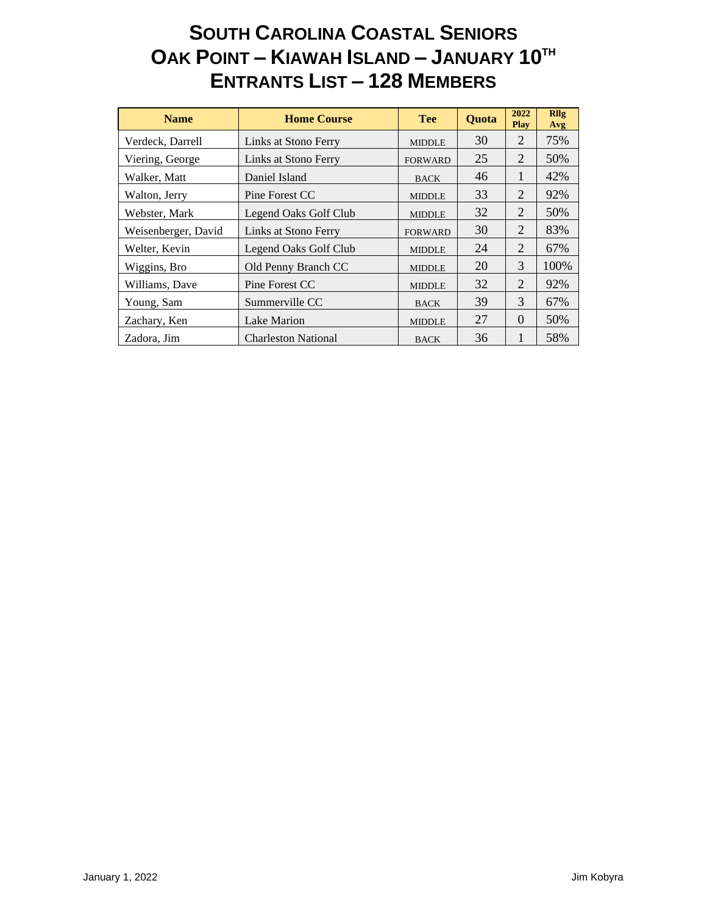# SOUTH CAROLINA COASTAL SENIORS
# OAK POINT – KIAWAH ISLAND – JANUARY 10TH
# ENTRANTS LIST – 128 MEMBERS

| Name | Home Course | Tee | Quota | 2022 Play | Rllg Avg |
|---|---|---|---|---|---|
| Verdeck, Darrell | Links at Stono Ferry | MIDDLE | 30 | 2 | 75% |
| Viering, George | Links at Stono Ferry | FORWARD | 25 | 2 | 50% |
| Walker, Matt | Daniel Island | BACK | 46 | 1 | 42% |
| Walton, Jerry | Pine Forest CC | MIDDLE | 33 | 2 | 92% |
| Webster, Mark | Legend Oaks Golf Club | MIDDLE | 32 | 2 | 50% |
| Weisenberger, David | Links at Stono Ferry | FORWARD | 30 | 2 | 83% |
| Welter, Kevin | Legend Oaks Golf Club | MIDDLE | 24 | 2 | 67% |
| Wiggins, Bro | Old Penny Branch CC | MIDDLE | 20 | 3 | 100% |
| Williams, Dave | Pine Forest CC | MIDDLE | 32 | 2 | 92% |
| Young, Sam | Summerville CC | BACK | 39 | 3 | 67% |
| Zachary, Ken | Lake Marion | MIDDLE | 27 | 0 | 50% |
| Zadora, Jim | Charleston National | BACK | 36 | 1 | 58% |

January 1, 2022 Jim Kobyra